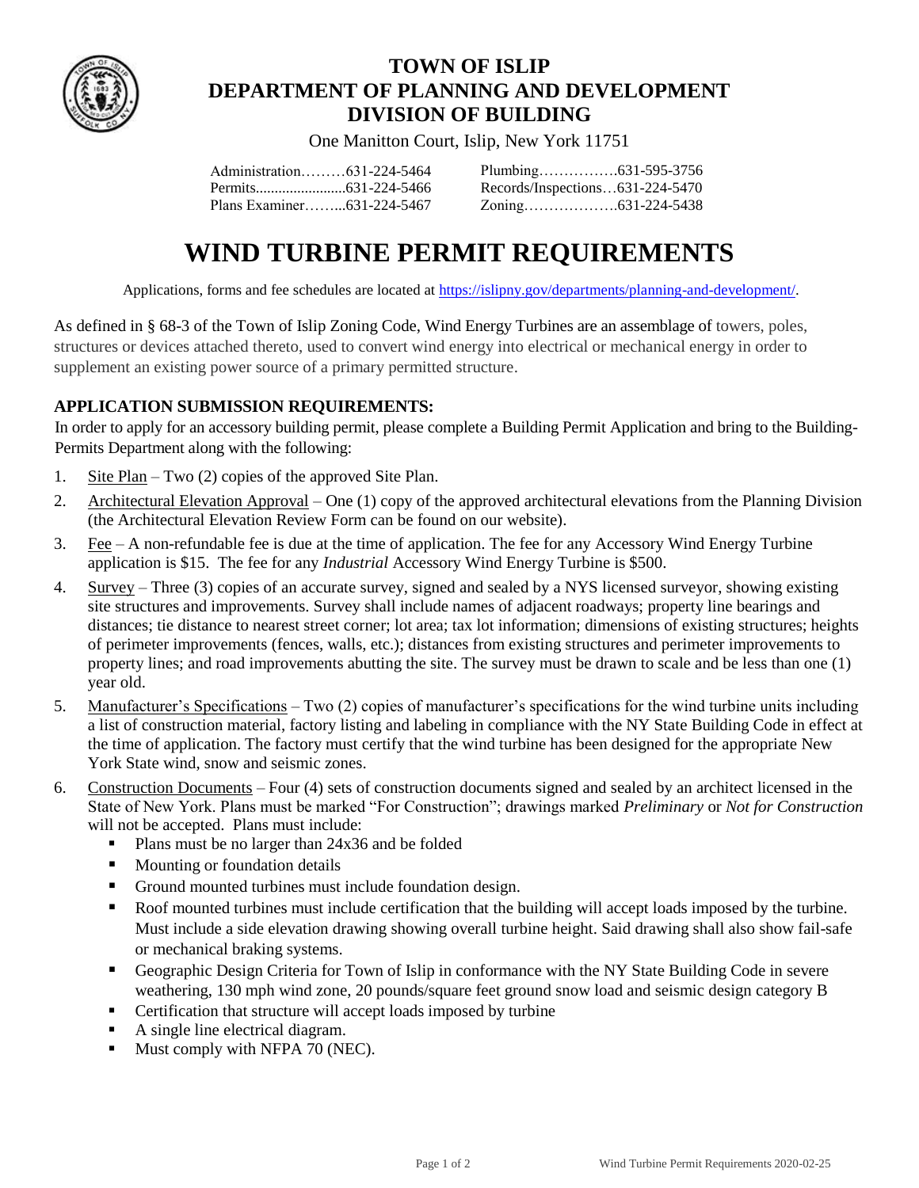# TOWN OF ISLIP
# DEPARTMENT OF PLANNING AND DEVELOPMENT
# DIVISION OF BUILDING

One Manitton Court, Islip, New York 11751

| | |
|---|---|
| Administration………631-224-5464 | Plumbing…………….631-595-3756 |
| Permits........................631-224-5466 | Records/Inspections…631-224-5470 |
| Plans Examiner……...631-224-5467 | Zoning……………….631-224-5438 |

# WIND TURBINE PERMIT REQUIREMENTS

Applications, forms and fee schedules are located at [https://islipny.gov/departments/planning-and-development/](https://islipny.gov/departments/planning-and-development/).

As defined in § 68-3 of the Town of Islip Zoning Code, Wind Energy Turbines are an assemblage of towers, poles, structures or devices attached thereto, used to convert wind energy into electrical or mechanical energy in order to supplement an existing power source of a primary permitted structure.

## APPLICATION SUBMISSION REQUIREMENTS:

In order to apply for an accessory building permit, please complete a Building Permit Application and bring to the Building-Permits Department along with the following:

1. Site Plan – Two (2) copies of the approved Site Plan.
2. Architectural Elevation Approval – One (1) copy of the approved architectural elevations from the Planning Division (the Architectural Elevation Review Form can be found on our website).
3. Fee – A non-refundable fee is due at the time of application. The fee for any Accessory Wind Energy Turbine application is $15. The fee for any *Industrial* Accessory Wind Energy Turbine is $500.
4. Survey – Three (3) copies of an accurate survey, signed and sealed by a NYS licensed surveyor, showing existing site structures and improvements. Survey shall include names of adjacent roadways; property line bearings and distances; tie distance to nearest street corner; lot area; tax lot information; dimensions of existing structures; heights of perimeter improvements (fences, walls, etc.); distances from existing structures and perimeter improvements to property lines; and road improvements abutting the site. The survey must be drawn to scale and be less than one (1) year old.
5. Manufacturer's Specifications – Two (2) copies of manufacturer's specifications for the wind turbine units including a list of construction material, factory listing and labeling in compliance with the NY State Building Code in effect at the time of application. The factory must certify that the wind turbine has been designed for the appropriate New York State wind, snow and seismic zones.
6. Construction Documents – Four (4) sets of construction documents signed and sealed by an architect licensed in the State of New York. Plans must be marked "For Construction"; drawings marked *Preliminary* or *Not for Construction* will not be accepted. Plans must include:
   - Plans must be no larger than 24x36 and be folded
   - Mounting or foundation details
   - Ground mounted turbines must include foundation design.
   - Roof mounted turbines must include certification that the building will accept loads imposed by the turbine. Must include a side elevation drawing showing overall turbine height. Said drawing shall also show fail-safe or mechanical braking systems.
   - Geographic Design Criteria for Town of Islip in conformance with the NY State Building Code in severe weathering, 130 mph wind zone, 20 pounds/square feet ground snow load and seismic design category B
   - Certification that structure will accept loads imposed by turbine
   - A single line electrical diagram.
   - Must comply with NFPA 70 (NEC).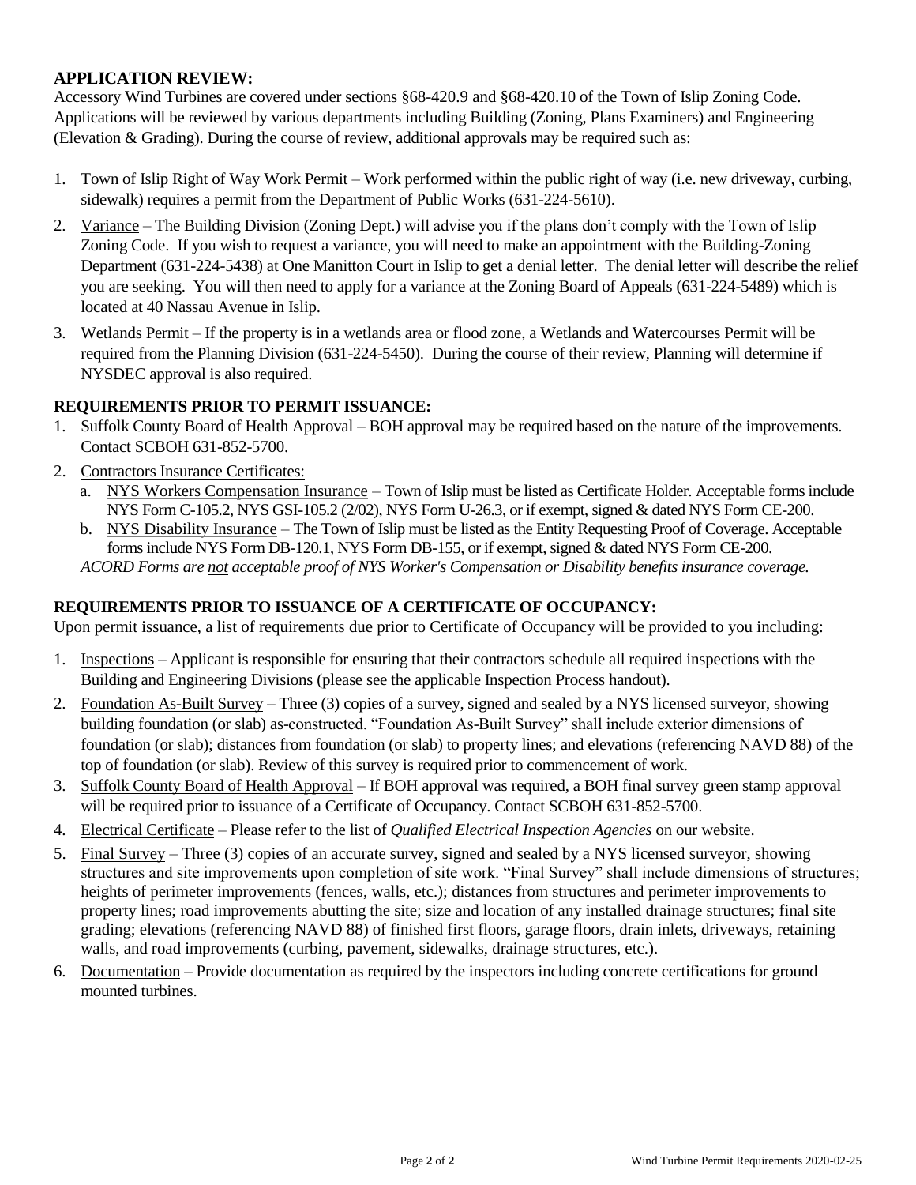## APPLICATION REVIEW:

Accessory Wind Turbines are covered under sections §68-420.9 and §68-420.10 of the Town of Islip Zoning Code. Applications will be reviewed by various departments including Building (Zoning, Plans Examiners) and Engineering (Elevation & Grading). During the course of review, additional approvals may be required such as:

1. Town of Islip Right of Way Work Permit – Work performed within the public right of way (i.e. new driveway, curbing, sidewalk) requires a permit from the Department of Public Works (631-224-5610).
2. Variance – The Building Division (Zoning Dept.) will advise you if the plans don't comply with the Town of Islip Zoning Code. If you wish to request a variance, you will need to make an appointment with the Building-Zoning Department (631-224-5438) at One Manitton Court in Islip to get a denial letter. The denial letter will describe the relief you are seeking. You will then need to apply for a variance at the Zoning Board of Appeals (631-224-5489) which is located at 40 Nassau Avenue in Islip.
3. Wetlands Permit – If the property is in a wetlands area or flood zone, a Wetlands and Watercourses Permit will be required from the Planning Division (631-224-5450). During the course of their review, Planning will determine if NYSDEC approval is also required.

## REQUIREMENTS PRIOR TO PERMIT ISSUANCE:

1. Suffolk County Board of Health Approval – BOH approval may be required based on the nature of the improvements. Contact SCBOH 631-852-5700.
2. Contractors Insurance Certificates:
   a. NYS Workers Compensation Insurance – Town of Islip must be listed as Certificate Holder. Acceptable forms include NYS Form C-105.2, NYS GSI-105.2 (2/02), NYS Form U-26.3, or if exempt, signed & dated NYS Form CE-200.
   b. NYS Disability Insurance – The Town of Islip must be listed as the Entity Requesting Proof of Coverage. Acceptable forms include NYS Form DB-120.1, NYS Form DB-155, or if exempt, signed & dated NYS Form CE-200.

   *ACORD Forms are not acceptable proof of NYS Worker's Compensation or Disability benefits insurance coverage.*

## REQUIREMENTS PRIOR TO ISSUANCE OF A CERTIFICATE OF OCCUPANCY:

Upon permit issuance, a list of requirements due prior to Certificate of Occupancy will be provided to you including:

1. Inspections – Applicant is responsible for ensuring that their contractors schedule all required inspections with the Building and Engineering Divisions (please see the applicable Inspection Process handout).
2. Foundation As-Built Survey – Three (3) copies of a survey, signed and sealed by a NYS licensed surveyor, showing building foundation (or slab) as-constructed. "Foundation As-Built Survey" shall include exterior dimensions of foundation (or slab); distances from foundation (or slab) to property lines; and elevations (referencing NAVD 88) of the top of foundation (or slab). Review of this survey is required prior to commencement of work.
3. Suffolk County Board of Health Approval – If BOH approval was required, a BOH final survey green stamp approval will be required prior to issuance of a Certificate of Occupancy. Contact SCBOH 631-852-5700.
4. Electrical Certificate – Please refer to the list of *Qualified Electrical Inspection Agencies* on our website.
5. Final Survey – Three (3) copies of an accurate survey, signed and sealed by a NYS licensed surveyor, showing structures and site improvements upon completion of site work. "Final Survey" shall include dimensions of structures; heights of perimeter improvements (fences, walls, etc.); distances from structures and perimeter improvements to property lines; road improvements abutting the site; size and location of any installed drainage structures; final site grading; elevations (referencing NAVD 88) of finished first floors, garage floors, drain inlets, driveways, retaining walls, and road improvements (curbing, pavement, sidewalks, drainage structures, etc.).
6. Documentation – Provide documentation as required by the inspectors including concrete certifications for ground mounted turbines.